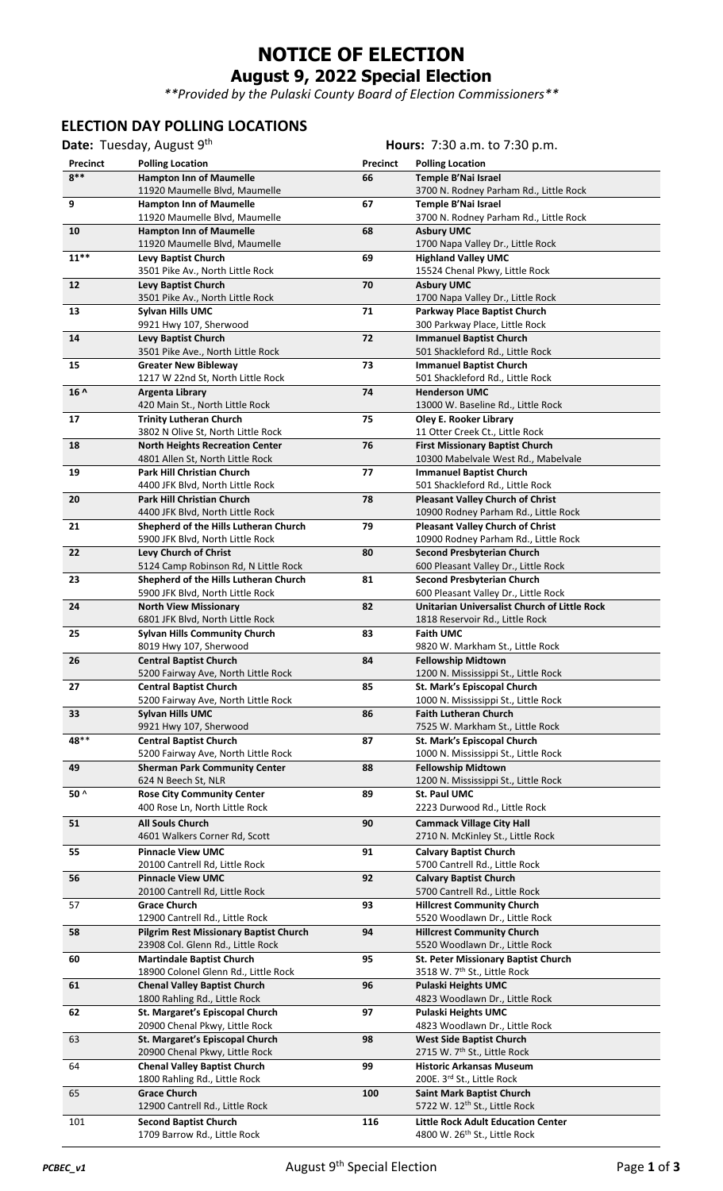# NOTICE OF ELECTION

## August 9, 2022 Special Election

*\*\*Provided by the Pulaski County Board of Election Commissioners\*\**

### ELECTION DAY POLLING LOCATIONS

**Date:** Tuesday, August 9th **Hours:** 7:30 a.m. to 7:30 p.m.

| Precinct | Polling Location | Precinct | Polling Location |
|---|---|---|---|
| 8** | **Hampton Inn of Maumelle**<br>11920 Maumelle Blvd, Maumelle | 66 | **Temple B'Nai Israel**<br>3700 N. Rodney Parham Rd., Little Rock |
| 9 | **Hampton Inn of Maumelle**<br>11920 Maumelle Blvd, Maumelle | 67 | **Temple B'Nai Israel**<br>3700 N. Rodney Parham Rd., Little Rock |
| 10 | **Hampton Inn of Maumelle**<br>11920 Maumelle Blvd, Maumelle | 68 | **Asbury UMC**<br>1700 Napa Valley Dr., Little Rock |
| 11** | **Levy Baptist Church**<br>3501 Pike Av., North Little Rock | 69 | **Highland Valley UMC**<br>15524 Chenal Pkwy, Little Rock |
| 12 | **Levy Baptist Church**<br>3501 Pike Av., North Little Rock | 70 | **Asbury UMC**<br>1700 Napa Valley Dr., Little Rock |
| 13 | **Sylvan Hills UMC**<br>9921 Hwy 107, Sherwood | 71 | **Parkway Place Baptist Church**<br>300 Parkway Place, Little Rock |
| 14 | **Levy Baptist Church**<br>3501 Pike Ave., North Little Rock | 72 | **Immanuel Baptist Church**<br>501 Shackleford Rd., Little Rock |
| 15 | **Greater New Bibleway**<br>1217 W 22nd St, North Little Rock | 73 | **Immanuel Baptist Church**<br>501 Shackleford Rd., Little Rock |
| 16 ^ | **Argenta Library**<br>420 Main St., North Little Rock | 74 | **Henderson UMC**<br>13000 W. Baseline Rd., Little Rock |
| 17 | **Trinity Lutheran Church**<br>3802 N Olive St, North Little Rock | 75 | **Oley E. Rooker Library**<br>11 Otter Creek Ct., Little Rock |
| 18 | **North Heights Recreation Center**<br>4801 Allen St, North Little Rock | 76 | **First Missionary Baptist Church**<br>10300 Mabelvale West Rd., Mabelvale |
| 19 | **Park Hill Christian Church**<br>4400 JFK Blvd, North Little Rock | 77 | **Immanuel Baptist Church**<br>501 Shackleford Rd., Little Rock |
| 20 | **Park Hill Christian Church**<br>4400 JFK Blvd, North Little Rock | 78 | **Pleasant Valley Church of Christ**<br>10900 Rodney Parham Rd., Little Rock |
| 21 | **Shepherd of the Hills Lutheran Church**<br>5900 JFK Blvd, North Little Rock | 79 | **Pleasant Valley Church of Christ**<br>10900 Rodney Parham Rd., Little Rock |
| 22 | **Levy Church of Christ**<br>5124 Camp Robinson Rd, N Little Rock | 80 | **Second Presbyterian Church**<br>600 Pleasant Valley Dr., Little Rock |
| 23 | **Shepherd of the Hills Lutheran Church**<br>5900 JFK Blvd, North Little Rock | 81 | **Second Presbyterian Church**<br>600 Pleasant Valley Dr., Little Rock |
| 24 | **North View Missionary**<br>6801 JFK Blvd, North Little Rock | 82 | **Unitarian Universalist Church of Little Rock**<br>1818 Reservoir Rd., Little Rock |
| 25 | **Sylvan Hills Community Church**<br>8019 Hwy 107, Sherwood | 83 | **Faith UMC**<br>9820 W. Markham St., Little Rock |
| 26 | **Central Baptist Church**<br>5200 Fairway Ave, North Little Rock | 84 | **Fellowship Midtown**<br>1200 N. Mississippi St., Little Rock |
| 27 | **Central Baptist Church**<br>5200 Fairway Ave, North Little Rock | 85 | **St. Mark's Episcopal Church**<br>1000 N. Mississippi St., Little Rock |
| 33 | **Sylvan Hills UMC**<br>9921 Hwy 107, Sherwood | 86 | **Faith Lutheran Church**<br>7525 W. Markham St., Little Rock |
| 48** | **Central Baptist Church**<br>5200 Fairway Ave, North Little Rock | 87 | **St. Mark's Episcopal Church**<br>1000 N. Mississippi St., Little Rock |
| 49 | **Sherman Park Community Center**<br>624 N Beech St, NLR | 88 | **Fellowship Midtown**<br>1200 N. Mississippi St., Little Rock |
| 50 ^ | **Rose City Community Center**<br>400 Rose Ln, North Little Rock | 89 | **St. Paul UMC**<br>2223 Durwood Rd., Little Rock |
| 51 | **All Souls Church**<br>4601 Walkers Corner Rd, Scott | 90 | **Cammack Village City Hall**<br>2710 N. McKinley St., Little Rock |
| 55 | **Pinnacle View UMC**<br>20100 Cantrell Rd, Little Rock | 91 | **Calvary Baptist Church**<br>5700 Cantrell Rd., Little Rock |
| 56 | **Pinnacle View UMC**<br>20100 Cantrell Rd, Little Rock | 92 | **Calvary Baptist Church**<br>5700 Cantrell Rd., Little Rock |
| 57 | **Grace Church**<br>12900 Cantrell Rd., Little Rock | 93 | **Hillcrest Community Church**<br>5520 Woodlawn Dr., Little Rock |
| 58 | **Pilgrim Rest Missionary Baptist Church**<br>23908 Col. Glenn Rd., Little Rock | 94 | **Hillcrest Community Church**<br>5520 Woodlawn Dr., Little Rock |
| 60 | **Martindale Baptist Church**<br>18900 Colonel Glenn Rd., Little Rock | 95 | **St. Peter Missionary Baptist Church**<br>3518 W. 7th St., Little Rock |
| 61 | **Chenal Valley Baptist Church**<br>1800 Rahling Rd., Little Rock | 96 | **Pulaski Heights UMC**<br>4823 Woodlawn Dr., Little Rock |
| 62 | **St. Margaret's Episcopal Church**<br>20900 Chenal Pkwy, Little Rock | 97 | **Pulaski Heights UMC**<br>4823 Woodlawn Dr., Little Rock |
| 63 | **St. Margaret's Episcopal Church**<br>20900 Chenal Pkwy, Little Rock | 98 | **West Side Baptist Church**<br>2715 W. 7th St., Little Rock |
| 64 | **Chenal Valley Baptist Church**<br>1800 Rahling Rd., Little Rock | 99 | **Historic Arkansas Museum**<br>200E. 3rd St., Little Rock |
| 65 | **Grace Church**<br>12900 Cantrell Rd., Little Rock | 100 | **Saint Mark Baptist Church**<br>5722 W. 12th St., Little Rock |
| 101 | **Second Baptist Church**<br>1709 Barrow Rd., Little Rock | 116 | **Little Rock Adult Education Center**<br>4800 W. 26th St., Little Rock |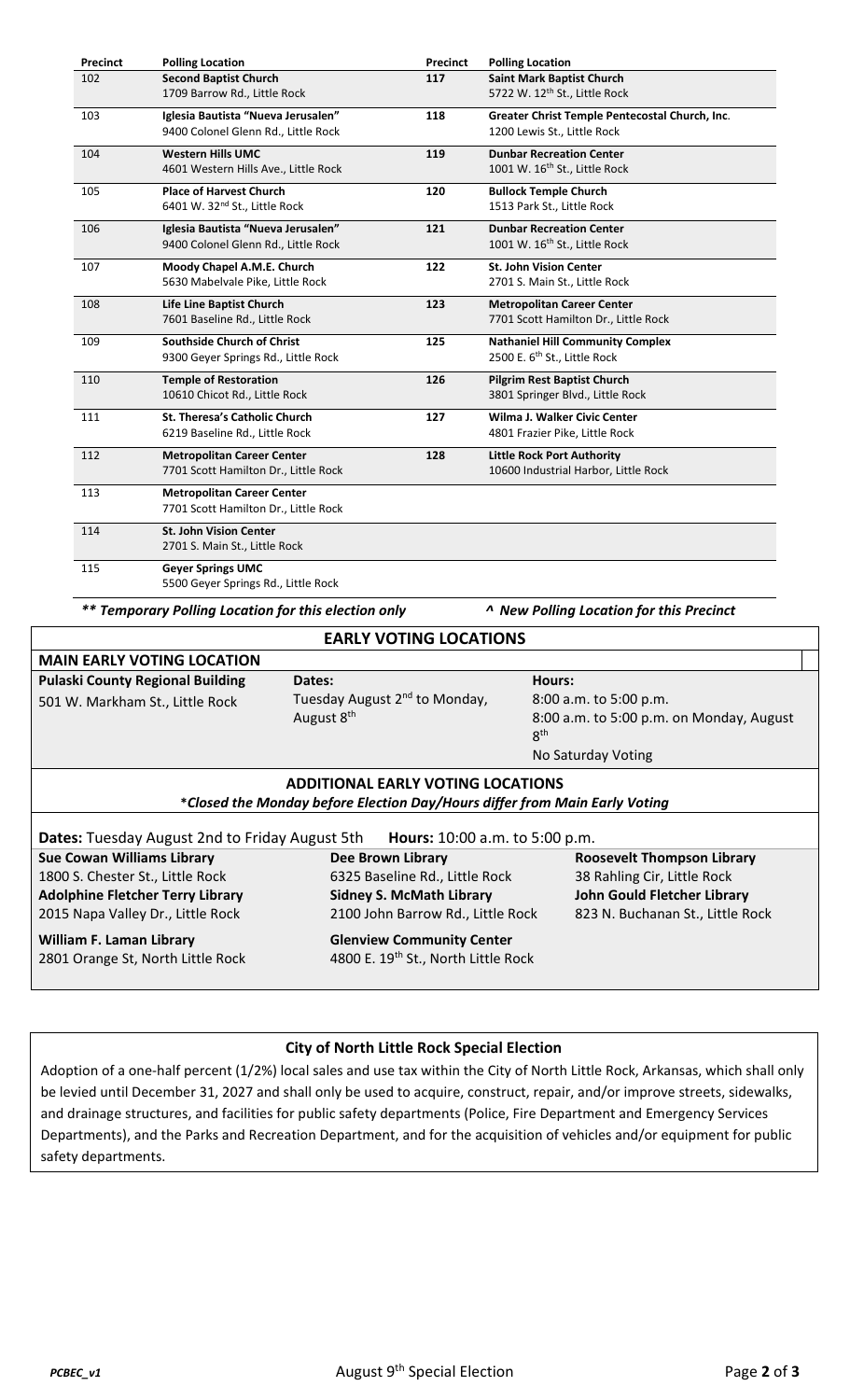| Precinct | Polling Location | Precinct | Polling Location |
|---|---|---|---|
| 102 | **Second Baptist Church**<br>1709 Barrow Rd., Little Rock | 117 | **Saint Mark Baptist Church**<br>5722 W. 12th St., Little Rock |
| 103 | **Iglesia Bautista "Nueva Jerusalen"**<br>9400 Colonel Glenn Rd., Little Rock | 118 | **Greater Christ Temple Pentecostal Church, Inc.**<br>1200 Lewis St., Little Rock |
| 104 | **Western Hills UMC**<br>4601 Western Hills Ave., Little Rock | 119 | **Dunbar Recreation Center**<br>1001 W. 16th St., Little Rock |
| 105 | **Place of Harvest Church**<br>6401 W. 32nd St., Little Rock | 120 | **Bullock Temple Church**<br>1513 Park St., Little Rock |
| 106 | **Iglesia Bautista "Nueva Jerusalen"**<br>9400 Colonel Glenn Rd., Little Rock | 121 | **Dunbar Recreation Center**<br>1001 W. 16th St., Little Rock |
| 107 | **Moody Chapel A.M.E. Church**<br>5630 Mabelvale Pike, Little Rock | 122 | **St. John Vision Center**<br>2701 S. Main St., Little Rock |
| 108 | **Life Line Baptist Church**<br>7601 Baseline Rd., Little Rock | 123 | **Metropolitan Career Center**<br>7701 Scott Hamilton Dr., Little Rock |
| 109 | **Southside Church of Christ**<br>9300 Geyer Springs Rd., Little Rock | 125 | **Nathaniel Hill Community Complex**<br>2500 E. 6th St., Little Rock |
| 110 | **Temple of Restoration**<br>10610 Chicot Rd., Little Rock | 126 | **Pilgrim Rest Baptist Church**<br>3801 Springer Blvd., Little Rock |
| 111 | **St. Theresa's Catholic Church**<br>6219 Baseline Rd., Little Rock | 127 | **Wilma J. Walker Civic Center**<br>4801 Frazier Pike, Little Rock |
| 112 | **Metropolitan Career Center**<br>7701 Scott Hamilton Dr., Little Rock | 128 | **Little Rock Port Authority**<br>10600 Industrial Harbor, Little Rock |
| 113 | **Metropolitan Career Center**<br>7701 Scott Hamilton Dr., Little Rock | | |
| 114 | **St. John Vision Center**<br>2701 S. Main St., Little Rock | | |
| 115 | **Geyer Springs UMC**<br>5500 Geyer Springs Rd., Little Rock | | |

***\*\* Temporary Polling Location for this election only*** ***^ New Polling Location for this Precinct***

## EARLY VOTING LOCATIONS

### MAIN EARLY VOTING LOCATION

| | | |
|---|---|---|
| **Pulaski County Regional Building**<br>501 W. Markham St., Little Rock | **Dates:**<br>Tuesday August 2nd to Monday, August 8th | **Hours:**<br>8:00 a.m. to 5:00 p.m.<br>8:00 a.m. to 5:00 p.m. on Monday, August 8th<br>No Saturday Voting |

### ADDITIONAL EARLY VOTING LOCATIONS

***\*Closed the Monday before Election Day/Hours differ from Main Early Voting***

**Dates:** Tuesday August 2nd to Friday August 5th **Hours:** 10:00 a.m. to 5:00 p.m.

| | | |
|---|---|---|
| **Sue Cowan Williams Library**<br>1800 S. Chester St., Little Rock | **Dee Brown Library**<br>6325 Baseline Rd., Little Rock | **Roosevelt Thompson Library**<br>38 Rahling Cir, Little Rock |
| **Adolphine Fletcher Terry Library**<br>2015 Napa Valley Dr., Little Rock | **Sidney S. McMath Library**<br>2100 John Barrow Rd., Little Rock | **John Gould Fletcher Library**<br>823 N. Buchanan St., Little Rock |
| **William F. Laman Library**<br>2801 Orange St, North Little Rock | **Glenview Community Center**<br>4800 E. 19th St., North Little Rock | |

### City of North Little Rock Special Election

Adoption of a one-half percent (1/2%) local sales and use tax within the City of North Little Rock, Arkansas, which shall only be levied until December 31, 2027 and shall only be used to acquire, construct, repair, and/or improve streets, sidewalks, and drainage structures, and facilities for public safety departments (Police, Fire Department and Emergency Services Departments), and the Parks and Recreation Department, and for the acquisition of vehicles and/or equipment for public safety departments.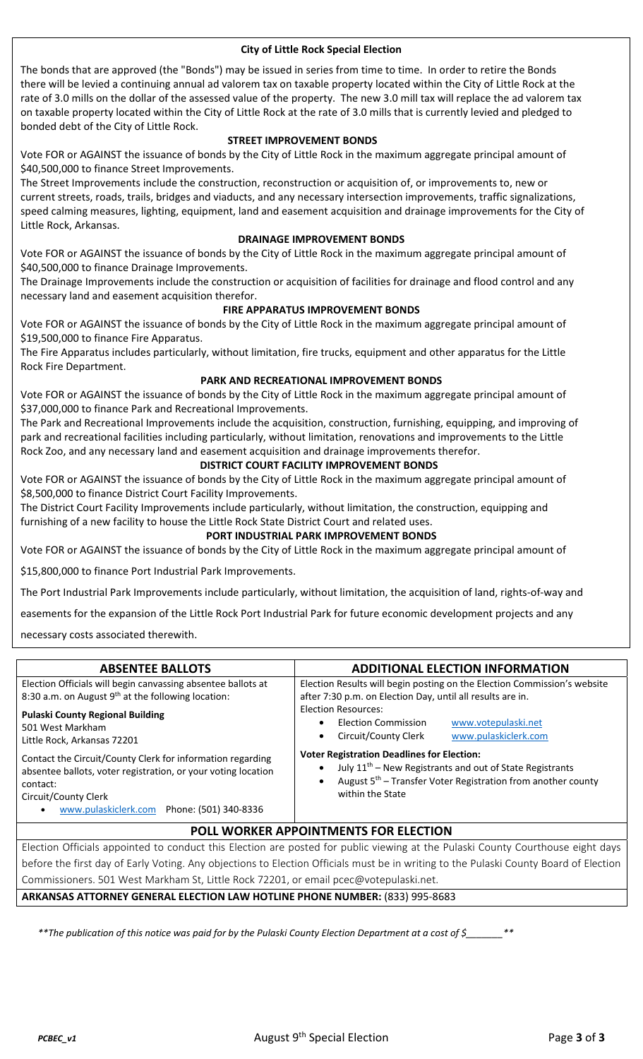## City of Little Rock Special Election

The bonds that are approved (the "Bonds") may be issued in series from time to time. In order to retire the Bonds there will be levied a continuing annual ad valorem tax on taxable property located within the City of Little Rock at the rate of 3.0 mills on the dollar of the assessed value of the property. The new 3.0 mill tax will replace the ad valorem tax on taxable property located within the City of Little Rock at the rate of 3.0 mills that is currently levied and pledged to bonded debt of the City of Little Rock.

### STREET IMPROVEMENT BONDS

Vote FOR or AGAINST the issuance of bonds by the City of Little Rock in the maximum aggregate principal amount of $40,500,000 to finance Street Improvements.

The Street Improvements include the construction, reconstruction or acquisition of, or improvements to, new or current streets, roads, trails, bridges and viaducts, and any necessary intersection improvements, traffic signalizations, speed calming measures, lighting, equipment, land and easement acquisition and drainage improvements for the City of Little Rock, Arkansas.

### DRAINAGE IMPROVEMENT BONDS

Vote FOR or AGAINST the issuance of bonds by the City of Little Rock in the maximum aggregate principal amount of $40,500,000 to finance Drainage Improvements.

The Drainage Improvements include the construction or acquisition of facilities for drainage and flood control and any necessary land and easement acquisition therefor.

### FIRE APPARATUS IMPROVEMENT BONDS

Vote FOR or AGAINST the issuance of bonds by the City of Little Rock in the maximum aggregate principal amount of $19,500,000 to finance Fire Apparatus.

The Fire Apparatus includes particularly, without limitation, fire trucks, equipment and other apparatus for the Little Rock Fire Department.

### PARK AND RECREATIONAL IMPROVEMENT BONDS

Vote FOR or AGAINST the issuance of bonds by the City of Little Rock in the maximum aggregate principal amount of $37,000,000 to finance Park and Recreational Improvements.

The Park and Recreational Improvements include the acquisition, construction, furnishing, equipping, and improving of park and recreational facilities including particularly, without limitation, renovations and improvements to the Little Rock Zoo, and any necessary land and easement acquisition and drainage improvements therefor.

### DISTRICT COURT FACILITY IMPROVEMENT BONDS

Vote FOR or AGAINST the issuance of bonds by the City of Little Rock in the maximum aggregate principal amount of $8,500,000 to finance District Court Facility Improvements.

The District Court Facility Improvements include particularly, without limitation, the construction, equipping and furnishing of a new facility to house the Little Rock State District Court and related uses.

### PORT INDUSTRIAL PARK IMPROVEMENT BONDS

Vote FOR or AGAINST the issuance of bonds by the City of Little Rock in the maximum aggregate principal amount of $15,800,000 to finance Port Industrial Park Improvements.

The Port Industrial Park Improvements include particularly, without limitation, the acquisition of land, rights-of-way and easements for the expansion of the Little Rock Port Industrial Park for future economic development projects and any necessary costs associated therewith.

## ABSENTEE BALLOTS

Election Officials will begin canvassing absentee ballots at 8:30 a.m. on August 9th at the following location:

**Pulaski County Regional Building**
501 West Markham
Little Rock, Arkansas 72201

Contact the Circuit/County Clerk for information regarding absentee ballots, voter registration, or your voting location contact:
Circuit/County Clerk

- www.pulaskiclerk.com Phone: (501) 340-8336

## ADDITIONAL ELECTION INFORMATION

Election Results will begin posting on the Election Commission's website after 7:30 p.m. on Election Day, until all results are in.

Election Resources:

- Election Commission www.votepulaski.net
- Circuit/County Clerk www.pulaskiclerk.com

**Voter Registration Deadlines for Election:**

- July 11th – New Registrants and out of State Registrants
- August 5th – Transfer Voter Registration from another county within the State

## POLL WORKER APPOINTMENTS FOR ELECTION

Election Officials appointed to conduct this Election are posted for public viewing at the Pulaski County Courthouse eight days before the first day of Early Voting. Any objections to Election Officials must be in writing to the Pulaski County Board of Election Commissioners. 501 West Markham St, Little Rock 72201, or email pcec@votepulaski.net.

**ARKANSAS ATTORNEY GENERAL ELECTION LAW HOTLINE PHONE NUMBER:** (833) 995-8683

*\*\*The publication of this notice was paid for by the Pulaski County Election Department at a cost of $_______\*\**